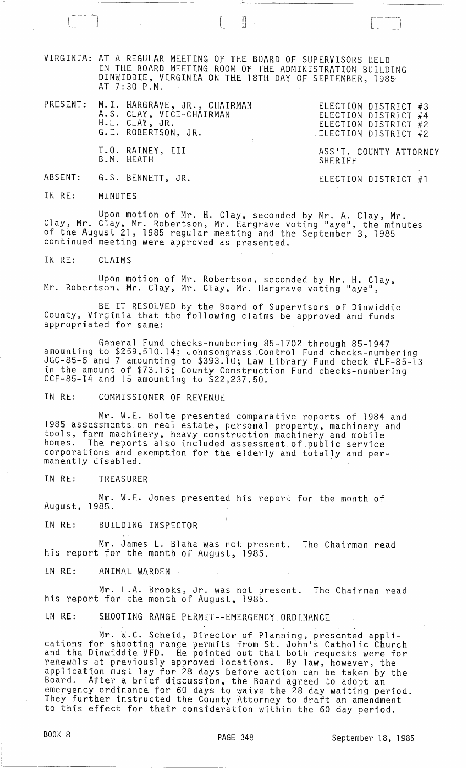VIRGINIA: AT A REGULAR MEETING OF THE BOARD OF SUPERVISORS HELD IN THE BOARD MEETING ROOM OF THE ADMINISTRATION BUILDING DINWIDDIE, VIRGINIA ON THE 18TH DAY OF SEPTEMBER, 1985 AT 7:30 P.M.

| | | |
|---|---|---|
| PRESENT: | M.I. HARGRAVE, JR., CHAIRMAN | ELECTION DISTRICT #3 |
| | A.S. CLAY, VICE-CHAIRMAN | ELECTION DISTRICT #4 |
| | H.L. CLAY, JR. | ELECTION DISTRICT #2 |
| | G.E. ROBERTSON, JR. | ELECTION DISTRICT #2 |
| | T.O. RAINEY, III | ASS'T. COUNTY ATTORNEY |
| | B.M. HEATH | SHERIFF |
| ABSENT: | G.S. BENNETT, JR. | ELECTION DISTRICT #1 |

IN RE: MINUTES

Upon motion of Mr. H. Clay, seconded by Mr. A. Clay, Mr. Clay, Mr. Clay, Mr. Robertson, Mr. Hargrave voting "aye", the minutes of the August 21, 1985 regular meeting and the September 3, 1985 continued meeting were approved as presented.

IN RE: CLAIMS

Upon motion of Mr. Robertson, seconded by Mr. H. Clay, Mr. Robertson, Mr. Clay, Mr. Clay, Mr. Hargrave voting "aye",

BE IT RESOLVED by the Board of Supervisors of Dinwiddie County, Virginia that the following claims be approved and funds appropriated for same:

General Fund checks-numbering 85-1702 through 85-1947 amounting to $259,510.14; Johnsongrass Control Fund checks-numbering JGC-85-6 and 7 amounting to $393.10; Law Library Fund check #LF-85-13 in the amount of $73.15; County Construction Fund checks-numbering CCF-85-14 and 15 amounting to $22,237.50.

IN RE: COMMISSIONER OF REVENUE

Mr. W.E. Bolte presented comparative reports of 1984 and 1985 assessments on real estate, personal property, machinery and tools, farm machinery, heavy construction machinery and mobile homes. The reports also included assessment of public service corporations and exemption for the elderly and totally and permanently disabled.

IN RE: TREASURER

Mr. W.E. Jones presented his report for the month of August, 1985.

IN RE: BUILDING INSPECTOR

Mr. James L. Blaha was not present. The Chairman read his report for the month of August, 1985.

IN RE: ANIMAL WARDEN

Mr. L.A. Brooks, Jr. was not present. The Chairman read his report for the month of August, 1985.

IN RE: SHOOTING RANGE PERMIT--EMERGENCY ORDINANCE

Mr. W.C. Scheid, Director of Planning, presented applications for shooting range permits from St. John's Catholic Church and the Dinwiddie VFD. He pointed out that both requests were for renewals at previously approved locations. By law, however, the application must lay for 28 days before action can be taken by the Board. After a brief discussion, the Board agreed to adopt an emergency ordinance for 60 days to waive the 28 day waiting period. They further instructed the County Attorney to draft an amendment to this effect for their consideration within the 60 day period.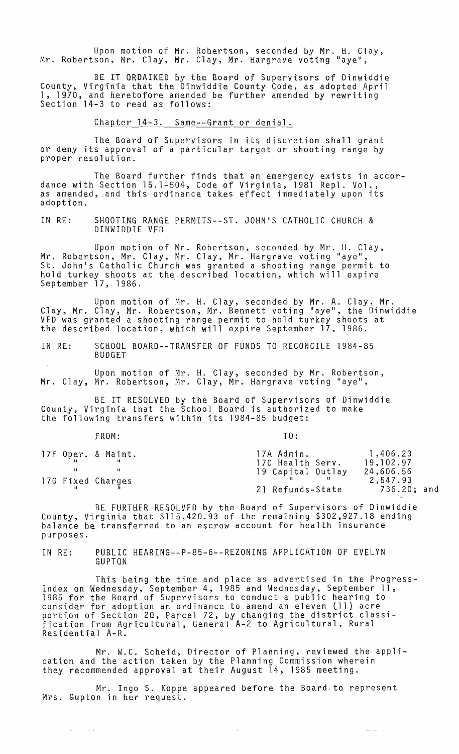Upon motion of Mr. Robertson, seconded by Mr. H. Clay, Mr. Robertson, Mr. Clay, Mr. Clay, Mr. Hargrave voting "aye",

BE IT ORDAINED by the Board of Supervisors of Dinwiddie County, Virginia that the Dinwiddie County Code, as adopted April 1, 1970, and heretofore amended be further amended by rewriting Section 14-3 to read as follows:

Chapter 14-3. Same--Grant or denial.

The Board of Supervisors in its discretion shall grant or deny its approval of a particular target or shooting range by proper resolution.

The Board further finds that an emergency exists in accordance with Section 15.1-504, Code of Virginia, 1981 Repl. Vol., as amended, and this ordinance takes effect immediately upon its adoption.

IN RE: SHOOTING RANGE PERMITS--ST. JOHN'S CATHOLIC CHURCH & DINWIDDIE VFD

Upon motion of Mr. Robertson, seconded by Mr. H. Clay, Mr. Robertson, Mr. Clay, Mr. Clay, Mr. Hargrave voting "aye", St. John's Catholic Church was granted a shooting range permit to hold turkey shoots at the described location, which will expire September 17, 1986.

Upon motion of Mr. H. Clay, seconded by Mr. A. Clay, Mr. Clay, Mr. Clay, Mr. Robertson, Mr. Bennett voting "aye", the Dinwiddie VFD was granted a shooting range permit to hold turkey shoots at the described location, which will expire September 17, 1986.

IN RE: SCHOOL BOARD--TRANSFER OF FUNDS TO RECONCILE 1984-85 BUDGET

Upon motion of Mr. H. Clay, seconded by Mr. Robertson, Mr. Clay, Mr. Robertson, Mr. Clay, Mr. Hargrave voting "aye",

BE IT RESOLVED by the Board of Supervisors of Dinwiddie County, Virginia that the School Board is authorized to make the following transfers within its 1984-85 budget:

| FROM: | TO: | |
|---|---|---|
| 17F Oper. & Maint. | 17A Admin. | 1,406.23 |
| " " | 17C Health Serv. | 19,102.97 |
| " " | 19 Capital Outlay | 24,606.56 |
| 17G Fixed Charges | " " | 2,547.93 |
| " " | 21 Refunds-State | 736.20; and |

BE FURTHER RESOLVED by the Board of Supervisors of Dinwiddie County, Virginia that $115,420.93 of the remaining $302,927.18 ending balance be transferred to an escrow account for health insurance purposes.

IN RE: PUBLIC HEARING--P-85-6--REZONING APPLICATION OF EVELYN GUPTON

This being the time and place as advertised in the Progress-Index on Wednesday, September 4, 1985 and Wednesday, September 11, 1985 for the Board of Supervisors to conduct a public hearing to consider for adoption an ordinance to amend an eleven (11) acre portion of Section 20, Parcel 72, by changing the district classification from Agricultural, General A-2 to Agricultural, Rural Residential A-R.

Mr. W.C. Scheid, Director of Planning, reviewed the application and the action taken by the Planning Commission wherein they recommended approval at their August 14, 1985 meeting.

Mr. Ingo S. Koppe appeared before the Board to represent Mrs. Gupton in her request.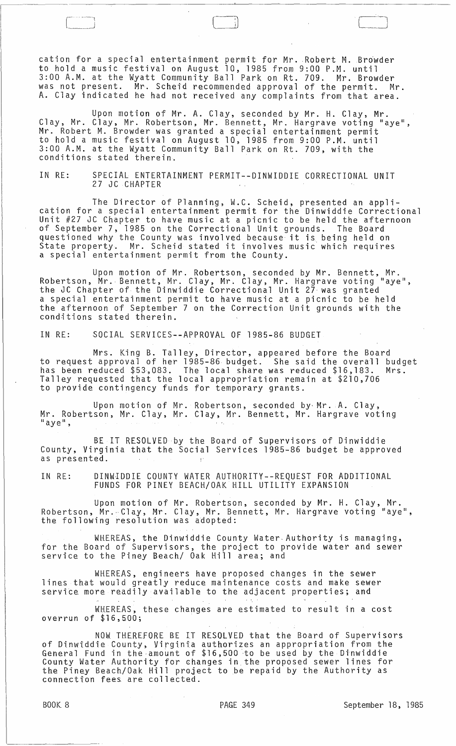cation for a special entertainment permit for Mr. Robert M. Browder to hold a music festival on August 10, 1985 from 9:00 P.M. until 3:00 A.M. at the Wyatt Community Ball Park on Rt. 709. Mr. Browder was not present. Mr. Scheid recommended approval of the permit. Mr. A. Clay indicated he had not received any complaints from that area.

Upon motion of Mr. A. Clay, seconded by Mr. H. Clay, Mr. Clay, Mr. Clay, Mr. Robertson, Mr. Bennett, Mr. Hargrave voting "aye", Mr. Robert M. Browder was granted a special entertainment permit to hold a music festival on August 10, 1985 from 9:00 P.M. until 3:00 A.M. at the Wyatt Community Ball Park on Rt. 709, with the conditions stated therein.

IN RE: SPECIAL ENTERTAINMENT PERMIT--DINWIDDIE CORRECTIONAL UNIT 27 JC CHAPTER

The Director of Planning, W.C. Scheid, presented an application for a special entertainment permit for the Dinwiddie Correctional Unit #27 JC Chapter to have music at a picnic to be held the afternoon of September 7, 1985 on the Correctional Unit grounds. The Board questioned why the County was involved because it is being held on State property. Mr. Scheid stated it involves music which requires a special entertainment permit from the County.

Upon motion of Mr. Robertson, seconded by Mr. Bennett, Mr. Robertson, Mr. Bennett, Mr. Clay, Mr. Clay, Mr. Hargrave voting "aye", the JC Chapter of the Dinwiddie Correctional Unit 27 was granted a special entertainment permit to have music at a picnic to be held the afternoon of September 7 on the Correction Unit grounds with the conditions stated therein.

IN RE: SOCIAL SERVICES--APPROVAL OF 1985-86 BUDGET

Mrs. King B. Talley, Director, appeared before the Board to request approval of her 1985-86 budget. She said the overall budget has been reduced $53,083. The local share was reduced $16,183. Mrs. Talley requested that the local appropriation remain at $210,706 to provide contingency funds for temporary grants.

Upon motion of Mr. Robertson, seconded by Mr. A. Clay, Mr. Robertson, Mr. Clay, Mr. Clay, Mr. Bennett, Mr. Hargrave voting "aye",

BE IT RESOLVED by the Board of Supervisors of Dinwiddie County, Virginia that the Social Services 1985-86 budget be approved as presented.

IN RE: DINWIDDIE COUNTY WATER AUTHORITY--REQUEST FOR ADDITIONAL FUNDS FOR PINEY BEACH/OAK HILL UTILITY EXPANSION

Upon motion of Mr. Robertson, seconded by Mr. H. Clay, Mr. Robertson, Mr. Clay, Mr. Clay, Mr. Bennett, Mr. Hargrave voting "aye", the following resolution was adopted:

WHEREAS, the Dinwiddie County Water Authority is managing, for the Board of Supervisors, the project to provide water and sewer service to the Piney Beach/ Oak Hill area; and

WHEREAS, engineers have proposed changes in the sewer lines that would greatly reduce maintenance costs and make sewer service more readily available to the adjacent properties; and

WHEREAS, these changes are estimated to result in a cost overrun of $16,500;

NOW THEREFORE BE IT RESOLVED that the Board of Supervisors of Dinwiddie County, Virginia authorizes an appropriation from the General Fund in the amount of $16,500 to be used by the Dinwiddie County Water Authority for changes in the proposed sewer lines for the Piney Beach/Oak Hill project to be repaid by the Authority as connection fees are collected.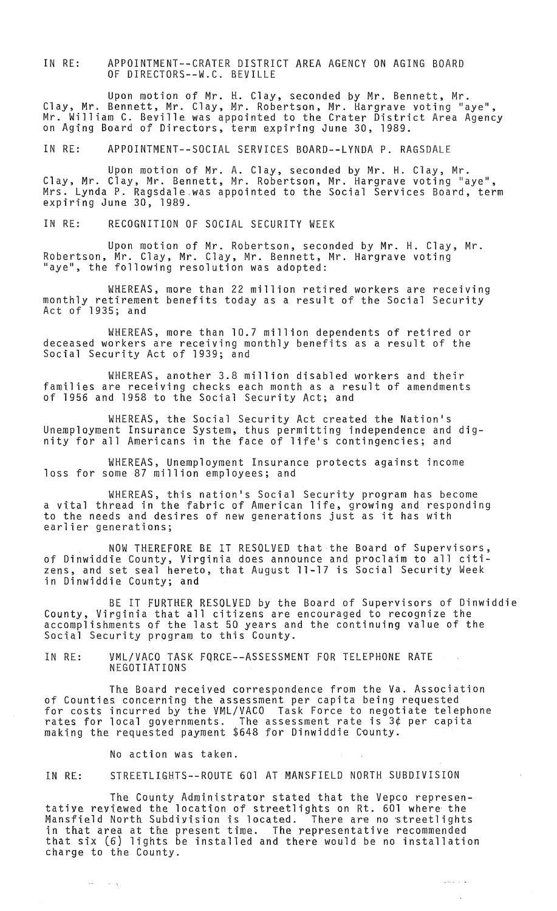IN RE: APPOINTMENT--CRATER DISTRICT AREA AGENCY ON AGING BOARD OF DIRECTORS--W.C. BEVILLE

Upon motion of Mr. H. Clay, seconded by Mr. Bennett, Mr. Clay, Mr. Bennett, Mr. Clay, Mr. Robertson, Mr. Hargrave voting "aye", Mr. William C. Beville was appointed to the Crater District Area Agency on Aging Board of Directors, term expiring June 30, 1989.

IN RE: APPOINTMENT--SOCIAL SERVICES BOARD--LYNDA P. RAGSDALE

Upon motion of Mr. A. Clay, seconded by Mr. H. Clay, Mr. Clay, Mr. Clay, Mr. Bennett, Mr. Robertson, Mr. Hargrave voting "aye", Mrs. Lynda P. Ragsdale was appointed to the Social Services Board, term expiring June 30, 1989.

IN RE: RECOGNITION OF SOCIAL SECURITY WEEK

Upon motion of Mr. Robertson, seconded by Mr. H. Clay, Mr. Robertson, Mr. Clay, Mr. Clay, Mr. Bennett, Mr. Hargrave voting "aye", the following resolution was adopted:

WHEREAS, more than 22 million retired workers are receiving monthly retirement benefits today as a result of the Social Security Act of 1935; and

WHEREAS, more than 10.7 million dependents of retired or deceased workers are receiving monthly benefits as a result of the Social Security Act of 1939; and

WHEREAS, another 3.8 million disabled workers and their families are receiving checks each month as a result of amendments of 1956 and 1958 to the Social Security Act; and

WHEREAS, the Social Security Act created the Nation's Unemployment Insurance System, thus permitting independence and dignity for all Americans in the face of life's contingencies; and

WHEREAS, Unemployment Insurance protects against income loss for some 87 million employees; and

WHEREAS, this nation's Social Security program has become a vital thread in the fabric of American life, growing and responding to the needs and desires of new generations just as it has with earlier generations;

NOW THEREFORE BE IT RESOLVED that the Board of Supervisors, of Dinwiddie County, Virginia does announce and proclaim to all citizens, and set seal hereto, that August 11-17 is Social Security Week in Dinwiddie County; and

BE IT FURTHER RESOLVED by the Board of Supervisors of Dinwiddie County, Virginia that all citizens are encouraged to recognize the accomplishments of the last 50 years and the continuing value of the Social Security program to this County.

IN RE: VML/VACO TASK FORCE--ASSESSMENT FOR TELEPHONE RATE NEGOTIATIONS

The Board received correspondence from the Va. Association of Counties concerning the assessment per capita being requested for costs incurred by the VML/VACO Task Force to negotiate telephone rates for local governments. The assessment rate is 3¢ per capita making the requested payment $648 for Dinwiddie County.

No action was taken.

IN RE: STREETLIGHTS--ROUTE 601 AT MANSFIELD NORTH SUBDIVISION

The County Administrator stated that the Vepco representative reviewed the location of streetlights on Rt. 601 where the Mansfield North Subdivision is located. There are no streetlights in that area at the present time. The representative recommended that six (6) lights be installed and there would be no installation charge to the County.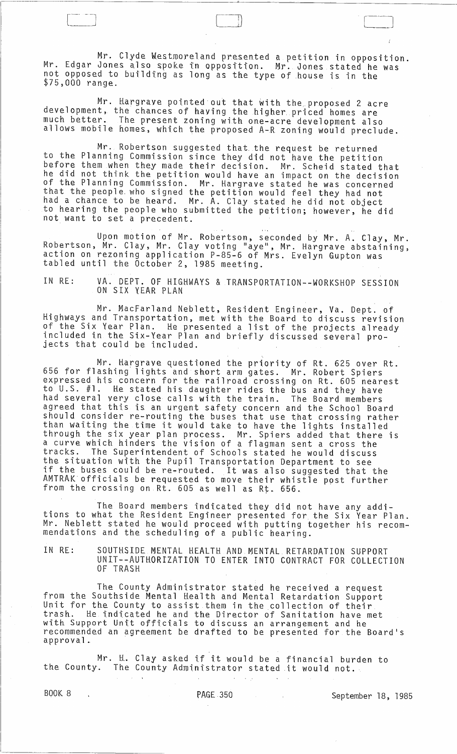Mr. Clyde Westmoreland presented a petition in opposition. Mr. Edgar Jones also spoke in opposition. Mr. Jones stated he was not opposed to building as long as the type of house is in the $75,000 range.

Mr. Hargrave pointed out that with the proposed 2 acre development, the chances of having the higher priced homes are much better. The present zoning with one-acre development also allows mobile homes, which the proposed A-R zoning would preclude.

Mr. Robertson suggested that the request be returned to the Planning Commission since they did not have the petition before them when they made their decision. Mr. Scheid stated that he did not think the petition would have an impact on the decision of the Planning Commission. Mr. Hargrave stated he was concerned that the people who signed the petition would feel they had not had a chance to be heard. Mr. A. Clay stated he did not object to hearing the people who submitted the petition; however, he did not want to set a precedent.

Upon motion of Mr. Robertson, seconded by Mr. A. Clay, Mr. Robertson, Mr. Clay, Mr. Clay voting "aye", Mr. Hargrave abstaining, action on rezoning application P-85-6 of Mrs. Evelyn Gupton was tabled until the October 2, 1985 meeting.

IN RE: VA. DEPT. OF HIGHWAYS & TRANSPORTATION--WORKSHOP SESSION ON SIX YEAR PLAN

Mr. MacFarland Neblett, Resident Engineer, Va. Dept. of Highways and Transportation, met with the Board to discuss revision of the Six Year Plan. He presented a list of the projects already included in the Six-Year Plan and briefly discussed several projects that could be included.

Mr. Hargrave questioned the priority of Rt. 625 over Rt. 656 for flashing lights and short arm gates. Mr. Robert Spiers expressed his concern for the railroad crossing on Rt. 605 nearest to U.S. #1. He stated his daughter rides the bus and they have had several very close calls with the train. The Board members agreed that this is an urgent safety concern and the School Board should consider re-routing the buses that use that crossing rather than waiting the time it would take to have the lights installed through the six year plan process. Mr. Spiers added that there is a curve which hinders the vision of a flagman sent a cross the tracks. The Superintendent of Schools stated he would discuss the situation with the Pupil Transportation Department to see if the buses could be re-routed. It was also suggested that the AMTRAK officials be requested to move their whistle post further from the crossing on Rt. 605 as well as Rt. 656.

The Board members indicated they did not have any additions to what the Resident Engineer presented for the Six Year Plan. Mr. Neblett stated he would proceed with putting together his recommendations and the scheduling of a public hearing.

IN RE: SOUTHSIDE MENTAL HEALTH AND MENTAL RETARDATION SUPPORT UNIT--AUTHORIZATION TO ENTER INTO CONTRACT FOR COLLECTION OF TRASH

The County Administrator stated he received a request from the Southside Mental Health and Mental Retardation Support Unit for the County to assist them in the collection of their trash. He indicated he and the Director of Sanitation have met with Support Unit officials to discuss an arrangement and he recommended an agreement be drafted to be presented for the Board's approval.

Mr. H. Clay asked if it would be a financial burden to the County. The County Administrator stated it would not.

BOOK 8 PAGE 350 September 18, 1985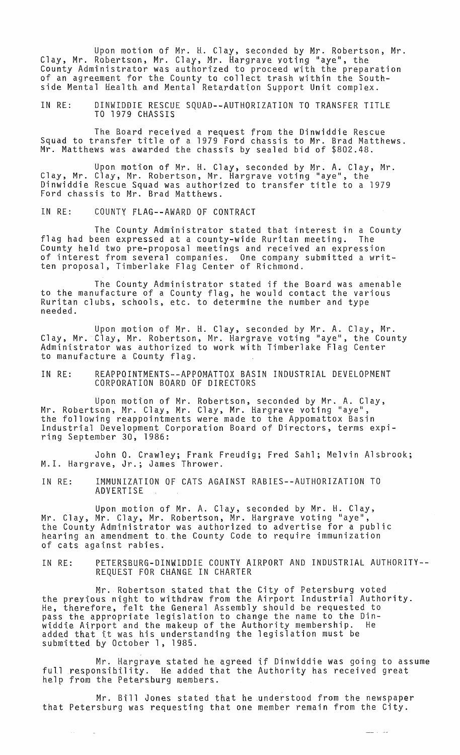Upon motion of Mr. H. Clay, seconded by Mr. Robertson, Mr. Clay, Mr. Robertson, Mr. Clay, Mr. Hargrave voting "aye", the County Administrator was authorized to proceed with the preparation of an agreement for the County to collect trash within the Southside Mental Health and Mental Retardation Support Unit complex.

IN RE: DINWIDDIE RESCUE SQUAD--AUTHORIZATION TO TRANSFER TITLE TO 1979 CHASSIS

The Board received a request from the Dinwiddie Rescue Squad to transfer title of a 1979 Ford chassis to Mr. Brad Matthews. Mr. Matthews was awarded the chassis by sealed bid of $802.48.

Upon motion of Mr. H. Clay, seconded by Mr. A. Clay, Mr. Clay, Mr. Clay, Mr. Robertson, Mr. Hargrave voting "aye", the Dinwiddie Rescue Squad was authorized to transfer title to a 1979 Ford chassis to Mr. Brad Matthews.

IN RE: COUNTY FLAG--AWARD OF CONTRACT

The County Administrator stated that interest in a County flag had been expressed at a county-wide Ruritan meeting. The County held two pre-proposal meetings and received an expression of interest from several companies. One company submitted a written proposal, Timberlake Flag Center of Richmond.

The County Administrator stated if the Board was amenable to the manufacture of a County flag, he would contact the various Ruritan clubs, schools, etc. to determine the number and type needed.

Upon motion of Mr. H. Clay, seconded by Mr. A. Clay, Mr. Clay, Mr. Clay, Mr. Robertson, Mr. Hargrave voting "aye", the County Administrator was authorized to work with Timberlake Flag Center to manufacture a County flag.

IN RE: REAPPOINTMENTS--APPOMATTOX BASIN INDUSTRIAL DEVELOPMENT CORPORATION BOARD OF DIRECTORS

Upon motion of Mr. Robertson, seconded by Mr. A. Clay, Mr. Robertson, Mr. Clay, Mr. Clay, Mr. Hargrave voting "aye", the following reappointments were made to the Appomattox Basin Industrial Development Corporation Board of Directors, terms expiring September 30, 1986:

John O. Crawley; Frank Freudig; Fred Sahl; Melvin Alsbrook; M.I. Hargrave, Jr.; James Thrower.

IN RE: IMMUNIZATION OF CATS AGAINST RABIES--AUTHORIZATION TO ADVERTISE

Upon motion of Mr. A. Clay, seconded by Mr. H. Clay, Mr. Clay, Mr. Clay, Mr. Robertson, Mr. Hargrave voting "aye", the County Administrator was authorized to advertise for a public hearing an amendment to the County Code to require immunization of cats against rabies.

IN RE: PETERSBURG-DINWIDDIE COUNTY AIRPORT AND INDUSTRIAL AUTHORITY--REQUEST FOR CHANGE IN CHARTER

Mr. Robertson stated that the City of Petersburg voted the previous night to withdraw from the Airport Industrial Authority. He, therefore, felt the General Assembly should be requested to pass the appropriate legislation to change the name to the Dinwiddie Airport and the makeup of the Authority membership. He added that it was his understanding the legislation must be submitted by October 1, 1985.

Mr. Hargrave stated he agreed if Dinwiddie was going to assume full responsibility. He added that the Authority has received great help from the Petersburg members.

Mr. Bill Jones stated that he understood from the newspaper that Petersburg was requesting that one member remain from the City.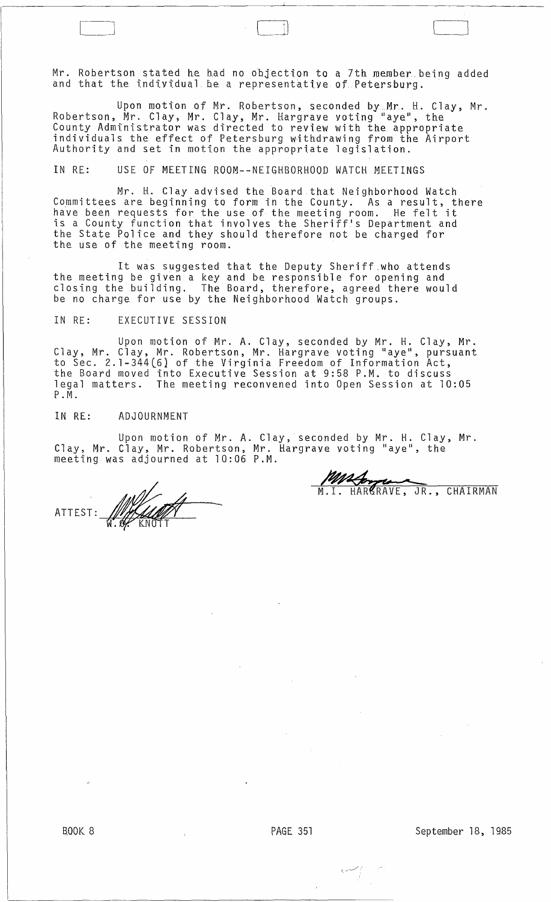Mr. Robertson stated he had no objection to a 7th member being added and that the individual be a representative of Petersburg.

Upon motion of Mr. Robertson, seconded by Mr. H. Clay, Mr. Robertson, Mr. Clay, Mr. Clay, Mr. Hargrave voting "aye", the County Administrator was directed to review with the appropriate individuals the effect of Petersburg withdrawing from the Airport Authority and set in motion the appropriate legislation.

IN RE: USE OF MEETING ROOM--NEIGHBORHOOD WATCH MEETINGS

Mr. H. Clay advised the Board that Neighborhood Watch Committees are beginning to form in the County. As a result, there have been requests for the use of the meeting room. He felt it is a County function that involves the Sheriff's Department and the State Police and they should therefore not be charged for the use of the meeting room.

It was suggested that the Deputy Sheriff who attends the meeting be given a key and be responsible for opening and closing the building. The Board, therefore, agreed there would be no charge for use by the Neighborhood Watch groups.

IN RE: EXECUTIVE SESSION

Upon motion of Mr. A. Clay, seconded by Mr. H. Clay, Mr. Clay, Mr. Clay, Mr. Robertson, Mr. Hargrave voting "aye", pursuant to Sec. 2.1-344(6) of the Virginia Freedom of Information Act, the Board moved into Executive Session at 9:58 P.M. to discuss legal matters. The meeting reconvened into Open Session at 10:05 P.M.

IN RE: ADJOURNMENT

Upon motion of Mr. A. Clay, seconded by Mr. H. Clay, Mr. Clay, Mr. Clay, Mr. Robertson, Mr. Hargrave voting "aye", the meeting was adjourned at 10:06 P.M.

M.I. HARGRAVE, JR., CHAIRMAN

ATTEST: W.C. KNOTT

BOOK 8 PAGE 351 September 18, 1985